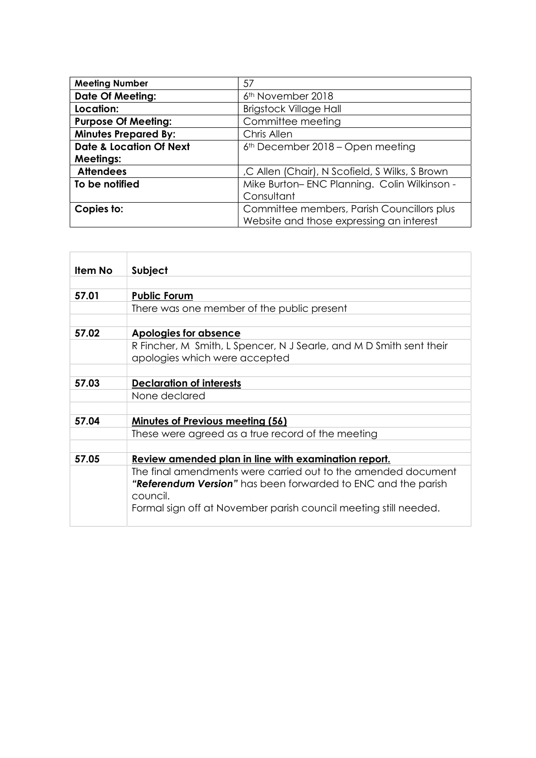| Meeting Number | 57 |
|---|---|
| **Date Of Meeting:** | 6th November 2018 |
| **Location:** | Brigstock Village Hall |
| **Purpose Of Meeting:** | Committee meeting |
| **Minutes Prepared By:** | Chris Allen |
| **Date & Location Of Next Meetings:** | 6th December 2018 – Open meeting |
| **Attendees** | ,C Allen (Chair), N Scofield, S Wilks, S Brown |
| **To be notified** | Mike Burton– ENC Planning. Colin Wilkinson - Consultant |
| **Copies to:** | Committee members, Parish Councillors plus Website and those expressing an interest |

| Item No | Subject |
|---|---|
| | |
| **57.01** | **Public Forum** |
| | There was one member of the public present |
| | |
| **57.02** | **Apologies for absence** |
| | R Fincher, M Smith, L Spencer, N J Searle, and M D Smith sent their apologies which were accepted |
| | |
| **57.03** | **Declaration of interests** |
| | None declared |
| | |
| **57.04** | **Minutes of Previous meeting (56)** |
| | These were agreed as a true record of the meeting |
| | |
| **57.05** | **Review amended plan in line with examination report.** |
| | The final amendments were carried out to the amended document ***"Referendum Version"*** has been forwarded to ENC and the parish council. Formal sign off at November parish council meeting still needed. |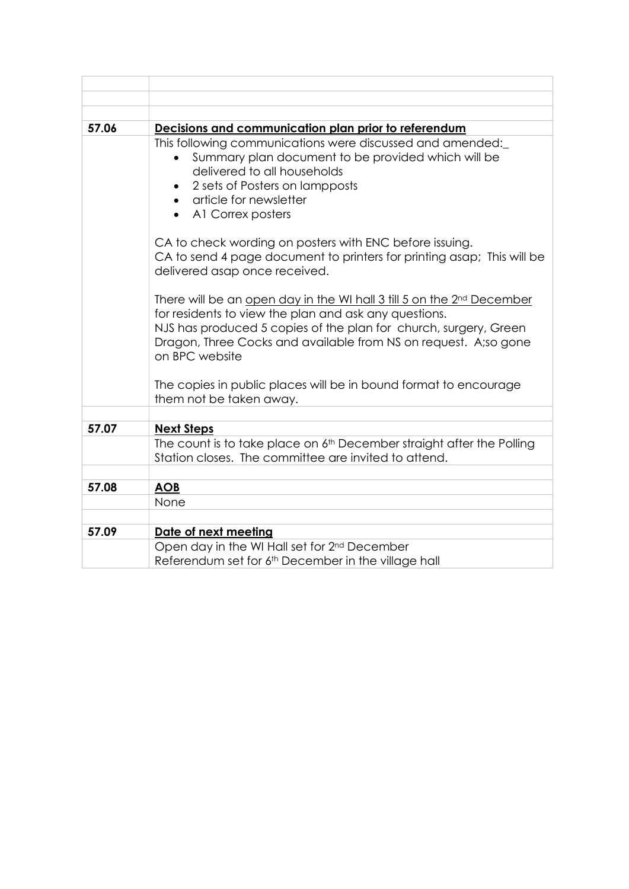| | |
|---|---|
| | |
| | |
| **57.06** | **<u>Decisions and communication plan prior to referendum</u>** |
| | This following communications were discussed and amended:_<br>• Summary plan document to be provided which will be delivered to all households<br>• 2 sets of Posters on lampposts<br>• article for newsletter<br>• A1 Correx posters<br><br>CA to check wording on posters with ENC before issuing.<br>CA to send 4 page document to printers for printing asap; This will be delivered asap once received.<br><br>There will be an <u>open day in the WI hall 3 till 5 on the 2nd December</u> for residents to view the plan and ask any questions.<br>NJS has produced 5 copies of the plan for church, surgery, Green Dragon, Three Cocks and available from NS on request. A;so gone on BPC website<br><br>The copies in public places will be in bound format to encourage them not be taken away. |
| | |
| **57.07** | **<u>Next Steps</u>** |
| | The count is to take place on 6th December straight after the Polling Station closes. The committee are invited to attend. |
| | |
| **57.08** | **<u>AOB</u>** |
| | None |
| | |
| **57.09** | **<u>Date of next meeting</u>** |
| | Open day in the WI Hall set for 2nd December<br>Referendum set for 6th December in the village hall |